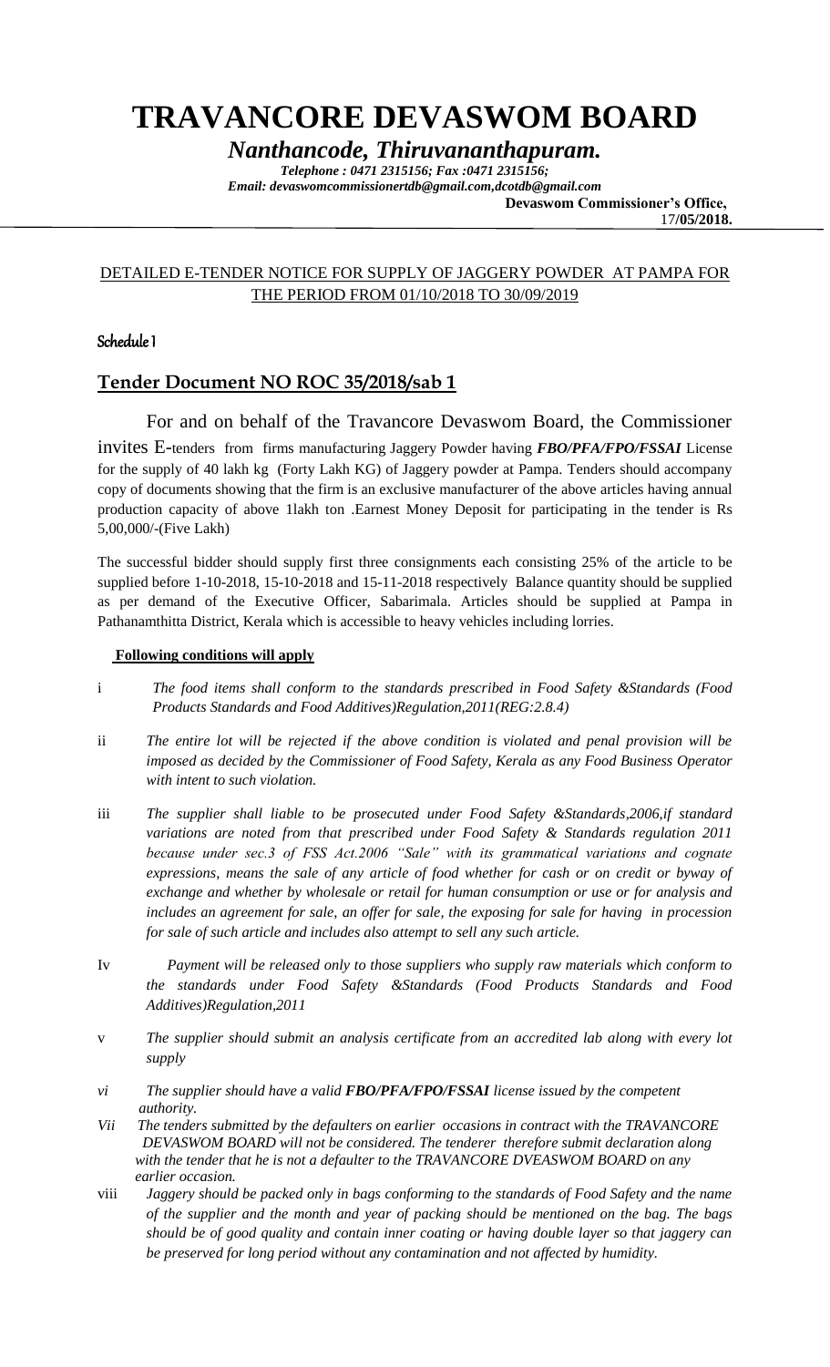# TRAVANCORE DEVASWOM BOARD

***Nanthancode, Thiruvananthapuram.***

***Telephone : 0471 2315156; Fax :0471 2315156;***
***Email: devaswomcommissionertdb@gmail.com,dcotdb@gmail.com***

**Devaswom Commissioner's Office,**
17/**05/2018.**

DETAILED E-TENDER NOTICE FOR SUPPLY OF JAGGERY POWDER AT PAMPA FOR THE PERIOD FROM 01/10/2018 TO 30/09/2019

**Schedule 1**

## Tender Document NO ROC 35/2018/sab 1

For and on behalf of the Travancore Devaswom Board, the Commissioner invites E-tenders from firms manufacturing Jaggery Powder having ***FBO/PFA/FPO/FSSAI*** License for the supply of 40 lakh kg (Forty Lakh KG) of Jaggery powder at Pampa. Tenders should accompany copy of documents showing that the firm is an exclusive manufacturer of the above articles having annual production capacity of above 1lakh ton .Earnest Money Deposit for participating in the tender is Rs 5,00,000/-(Five Lakh)

The successful bidder should supply first three consignments each consisting 25% of the article to be supplied before 1-10-2018, 15-10-2018 and 15-11-2018 respectively Balance quantity should be supplied as per demand of the Executive Officer, Sabarimala. Articles should be supplied at Pampa in Pathanamthitta District, Kerala which is accessible to heavy vehicles including lorries.

**Following conditions will apply**

i *The food items shall conform to the standards prescribed in Food Safety &Standards (Food Products Standards and Food Additives)Regulation,2011(REG:2.8.4)*

ii *The entire lot will be rejected if the above condition is violated and penal provision will be imposed as decided by the Commissioner of Food Safety, Kerala as any Food Business Operator with intent to such violation.*

iii *The supplier shall liable to be prosecuted under Food Safety &Standards,2006,if standard variations are noted from that prescribed under Food Safety & Standards regulation 2011 because under sec.3 of FSS Act.2006 "Sale" with its grammatical variations and cognate expressions, means the sale of any article of food whether for cash or on credit or byway of exchange and whether by wholesale or retail for human consumption or use or for analysis and includes an agreement for sale, an offer for sale, the exposing for sale for having in procession for sale of such article and includes also attempt to sell any such article.*

Iv *Payment will be released only to those suppliers who supply raw materials which conform to the standards under Food Safety &Standards (Food Products Standards and Food Additives)Regulation,2011*

v *The supplier should submit an analysis certificate from an accredited lab along with every lot supply*

*vi The supplier should have a valid **FBO/PFA/FPO/FSSAI** license issued by the competent authority.*

*Vii The tenders submitted by the defaulters on earlier occasions in contract with the TRAVANCORE DEVASWOM BOARD will not be considered. The tenderer therefore submit declaration along with the tender that he is not a defaulter to the TRAVANCORE DVEASWOM BOARD on any earlier occasion.*

viii *Jaggery should be packed only in bags conforming to the standards of Food Safety and the name of the supplier and the month and year of packing should be mentioned on the bag. The bags should be of good quality and contain inner coating or having double layer so that jaggery can be preserved for long period without any contamination and not affected by humidity.*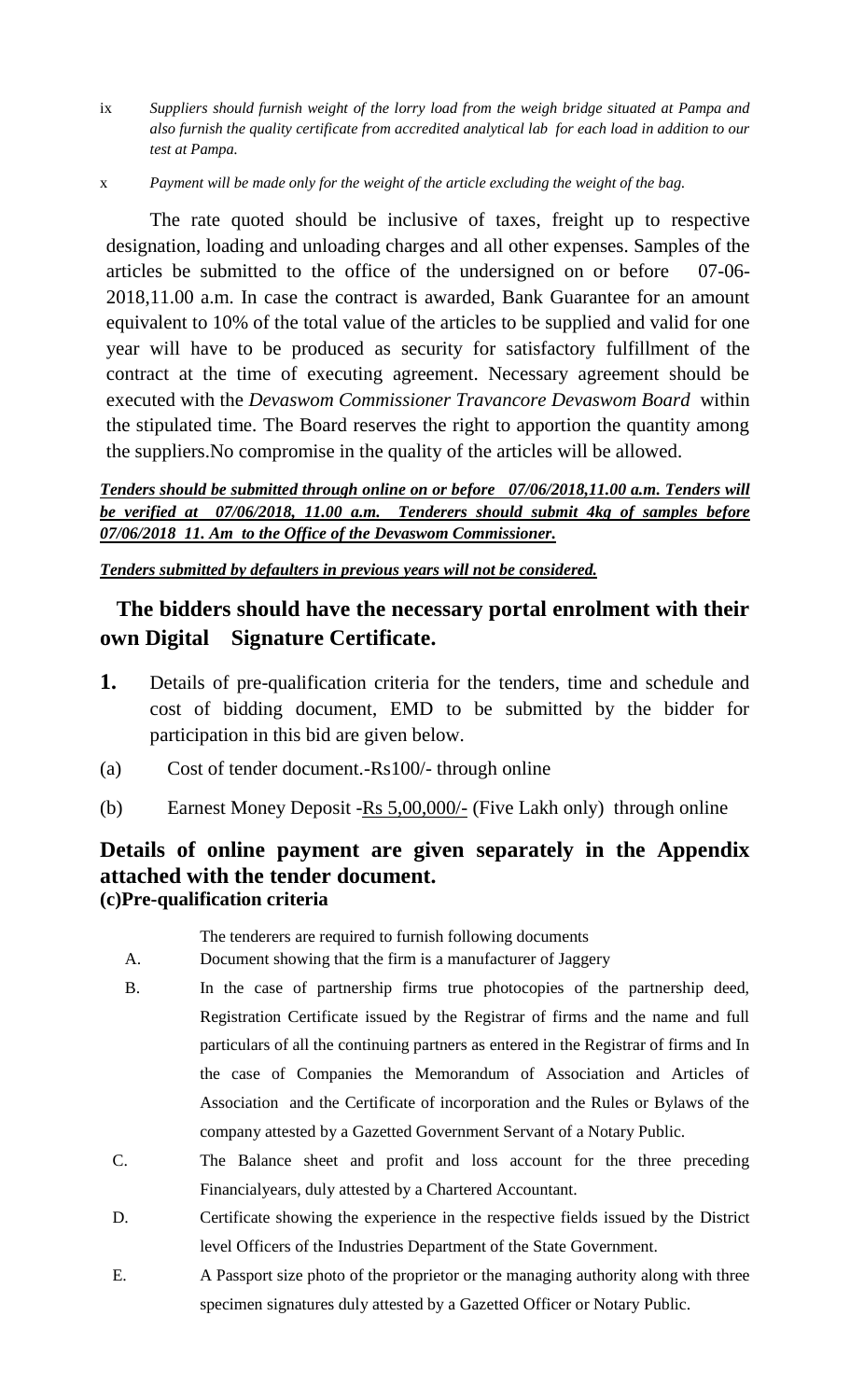ix *Suppliers should furnish weight of the lorry load from the weigh bridge situated at Pampa and also furnish the quality certificate from accredited analytical lab for each load in addition to our test at Pampa.*

x *Payment will be made only for the weight of the article excluding the weight of the bag.*

The rate quoted should be inclusive of taxes, freight up to respective designation, loading and unloading charges and all other expenses. Samples of the articles be submitted to the office of the undersigned on or before 07-06-2018,11.00 a.m. In case the contract is awarded, Bank Guarantee for an amount equivalent to 10% of the total value of the articles to be supplied and valid for one year will have to be produced as security for satisfactory fulfillment of the contract at the time of executing agreement. Necessary agreement should be executed with the *Devaswom Commissioner Travancore Devaswom Board* within the stipulated time. The Board reserves the right to apportion the quantity among the suppliers.No compromise in the quality of the articles will be allowed.

***Tenders should be submitted through online on or before 07/06/2018,11.00 a.m. Tenders will be verified at 07/06/2018, 11.00 a.m. Tenderers should submit 4kg of samples before 07/06/2018 11. Am to the Office of the Devaswom Commissioner.***

***Tenders submitted by defaulters in previous years will not be considered.***

## The bidders should have the necessary portal enrolment with their own Digital Signature Certificate.

**1.** Details of pre-qualification criteria for the tenders, time and schedule and cost of bidding document, EMD to be submitted by the bidder for participation in this bid are given below.

(a) Cost of tender document.-Rs100/- through online

(b) Earnest Money Deposit -Rs 5,00,000/- (Five Lakh only) through online

## Details of online payment are given separately in the Appendix attached with the tender document.

**(c)Pre-qualification criteria**

The tenderers are required to furnish following documents

A. Document showing that the firm is a manufacturer of Jaggery

B. In the case of partnership firms true photocopies of the partnership deed, Registration Certificate issued by the Registrar of firms and the name and full particulars of all the continuing partners as entered in the Registrar of firms and In the case of Companies the Memorandum of Association and Articles of Association and the Certificate of incorporation and the Rules or Bylaws of the company attested by a Gazetted Government Servant of a Notary Public.

C. The Balance sheet and profit and loss account for the three preceding Financialyears, duly attested by a Chartered Accountant.

D. Certificate showing the experience in the respective fields issued by the District level Officers of the Industries Department of the State Government.

E. A Passport size photo of the proprietor or the managing authority along with three specimen signatures duly attested by a Gazetted Officer or Notary Public.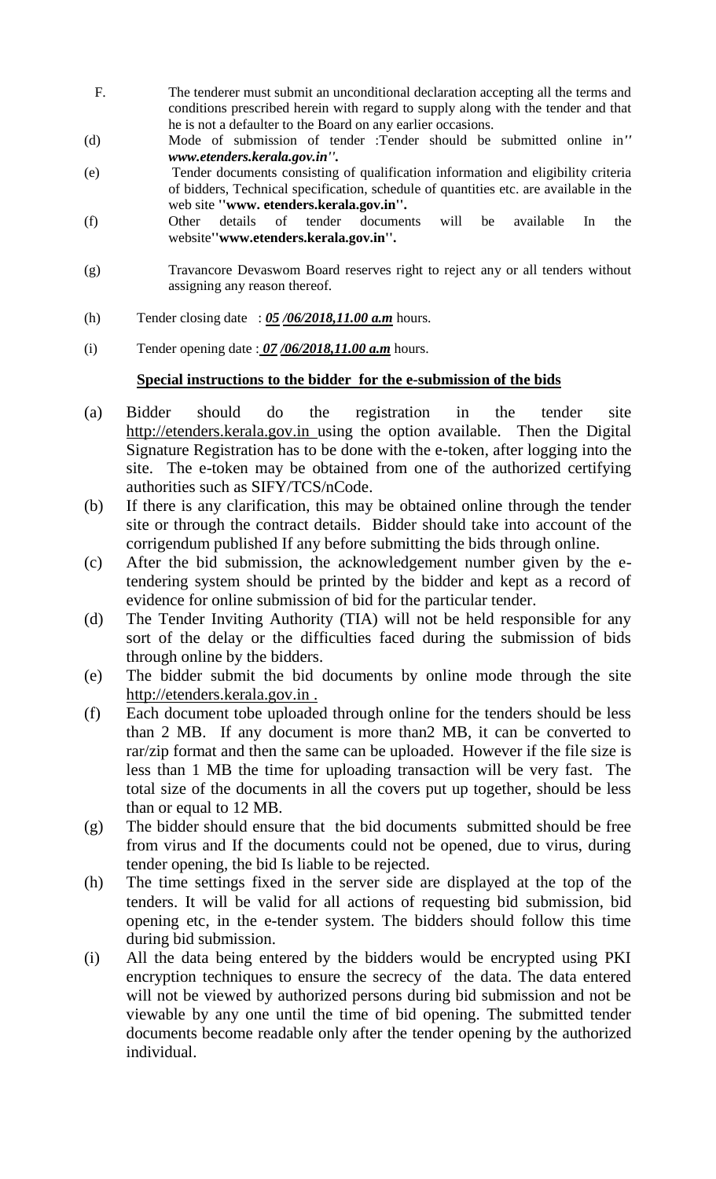F. The tenderer must submit an unconditional declaration accepting all the terms and conditions prescribed herein with regard to supply along with the tender and that he is not a defaulter to the Board on any earlier occasions.

(d) Mode of submission of tender :Tender should be submitted online in" ***www.etenders.kerala.gov.in"***.

(e) Tender documents consisting of qualification information and eligibility criteria of bidders, Technical specification, schedule of quantities etc. are available in the web site **"www. etenders.kerala.gov.in"**.

(f) Other details of tender documents will be available In the website**"www.etenders.kerala.gov.in"**.

(g) Travancore Devaswom Board reserves right to reject any or all tenders without assigning any reason thereof.

(h) Tender closing date : ***05 /06/2018,11.00 a.m*** hours.

(i) Tender opening date : ***07 /06/2018,11.00 a.m*** hours.

**Special instructions to the bidder for the e-submission of the bids**

(a) Bidder should do the registration in the tender site http://etenders.kerala.gov.in using the option available. Then the Digital Signature Registration has to be done with the e-token, after logging into the site. The e-token may be obtained from one of the authorized certifying authorities such as SIFY/TCS/nCode.

(b) If there is any clarification, this may be obtained online through the tender site or through the contract details. Bidder should take into account of the corrigendum published If any before submitting the bids through online.

(c) After the bid submission, the acknowledgement number given by the e-tendering system should be printed by the bidder and kept as a record of evidence for online submission of bid for the particular tender.

(d) The Tender Inviting Authority (TIA) will not be held responsible for any sort of the delay or the difficulties faced during the submission of bids through online by the bidders.

(e) The bidder submit the bid documents by online mode through the site http://etenders.kerala.gov.in .

(f) Each document tobe uploaded through online for the tenders should be less than 2 MB. If any document is more than2 MB, it can be converted to rar/zip format and then the same can be uploaded. However if the file size is less than 1 MB the time for uploading transaction will be very fast. The total size of the documents in all the covers put up together, should be less than or equal to 12 MB.

(g) The bidder should ensure that the bid documents submitted should be free from virus and If the documents could not be opened, due to virus, during tender opening, the bid Is liable to be rejected.

(h) The time settings fixed in the server side are displayed at the top of the tenders. It will be valid for all actions of requesting bid submission, bid opening etc, in the e-tender system. The bidders should follow this time during bid submission.

(i) All the data being entered by the bidders would be encrypted using PKI encryption techniques to ensure the secrecy of the data. The data entered will not be viewed by authorized persons during bid submission and not be viewable by any one until the time of bid opening. The submitted tender documents become readable only after the tender opening by the authorized individual.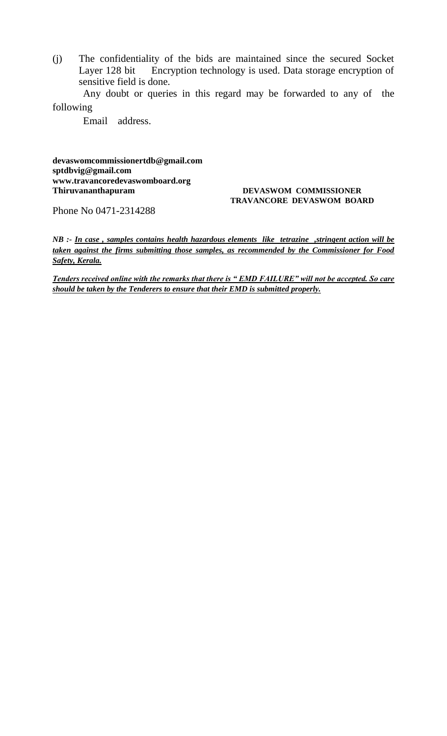(j) The confidentiality of the bids are maintained since the secured Socket Layer 128 bit Encryption technology is used. Data storage encryption of sensitive field is done.

Any doubt or queries in this regard may be forwarded to any of the following

Email address.

**devaswomcommissionertdb@gmail.com**
**sptdbvig@gmail.com**
**www.travancoredevaswomboard.org**
**Thiruvananthapuram**

**DEVASWOM COMMISSIONER**
**TRAVANCORE DEVASWOM BOARD**

Phone No 0471-2314288

***NB :-*** ***<u>In case , samples contains health hazardous elements like tetrazine ,stringent action will be taken against the firms submitting those samples, as recommended by the Commissioner for Food Safety, Kerala.</u>***

***<u>Tenders received online with the remarks that there is " EMD FAILURE" will not be accepted. So care should be taken by the Tenderers to ensure that their EMD is submitted properly.</u>***